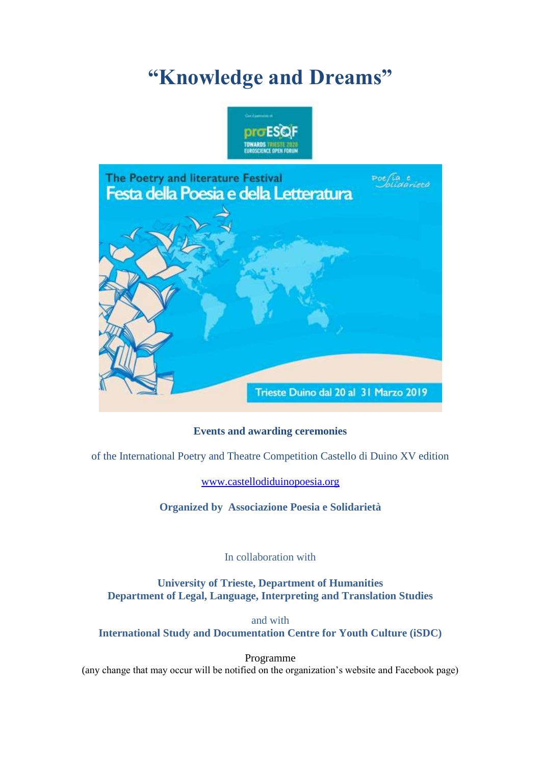# “Knowledge and Dreams”

**Events and awarding ceremonies**

of the International Poetry and Theatre Competition Castello di Duino XV edition

[www.castellodiduinopoesia.org](http://www.castellodiduinopoesia.org)

**Organized by Associazione Poesia e Solidarietà**

In collaboration with

**University of Trieste, Department of Humanities**
**Department of Legal, Language, Interpreting and Translation Studies**

and with
**International Study and Documentation Centre for Youth Culture (iSDC)**

Programme
(any change that may occur will be notified on the organization’s website and Facebook page)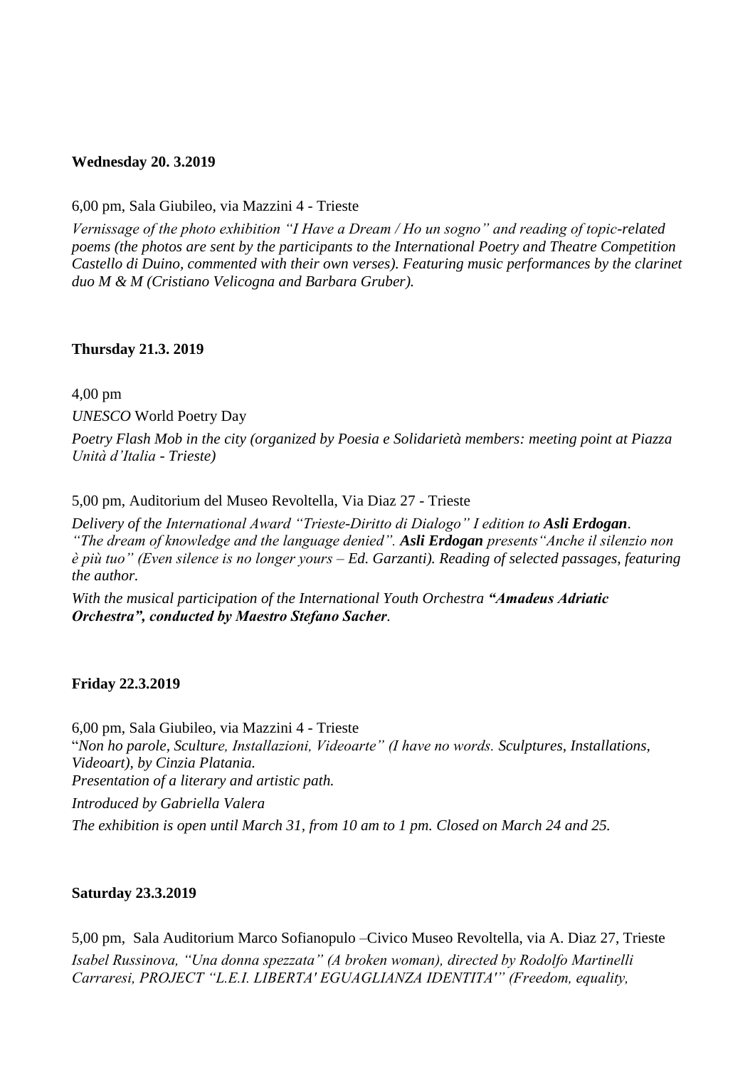**Wednesday 20. 3.2019**

6,00 pm, Sala Giubileo, via Mazzini 4 - Trieste

*Vernissage of the photo exhibition "I Have a Dream / Ho un sogno" and reading of topic-related poems (the photos are sent by the participants to the International Poetry and Theatre Competition Castello di Duino, commented with their own verses). Featuring music performances by the clarinet duo M & M (Cristiano Velicogna and Barbara Gruber).*

**Thursday 21.3. 2019**

4,00 pm

*UNESCO* World Poetry Day

*Poetry Flash Mob in the city (organized by Poesia e Solidarietà members: meeting point at Piazza Unità d'Italia - Trieste)*

5,00 pm, Auditorium del Museo Revoltella, Via Diaz 27 - Trieste

*Delivery of the International Award "Trieste-Diritto di Dialogo" I edition to **Asli Erdogan**. "The dream of knowledge and the language denied". **Asli Erdogan** presents"Anche il silenzio non è più tuo" (Even silence is no longer yours – Ed. Garzanti). Reading of selected passages, featuring the author.*

*With the musical participation of the International Youth Orchestra **"Amadeus Adriatic Orchestra", conducted by Maestro Stefano Sacher**.*

**Friday 22.3.2019**

6,00 pm, Sala Giubileo, via Mazzini 4 - Trieste
"*Non ho parole, Sculture, Installazioni, Videoarte" (I have no words. Sculptures, Installations, Videoart), by Cinzia Platania.*
*Presentation of a literary and artistic path.*

*Introduced by Gabriella Valera*

*The exhibition is open until March 31, from 10 am to 1 pm. Closed on March 24 and 25.*

**Saturday 23.3.2019**

5,00 pm, Sala Auditorium Marco Sofianopulo –Civico Museo Revoltella, via A. Diaz 27, Trieste
*Isabel Russinova, "Una donna spezzata" (A broken woman), directed by Rodolfo Martinelli Carraresi, PROJECT "L.E.I. LIBERTA' EGUAGLIANZA IDENTITA'" (Freedom, equality,*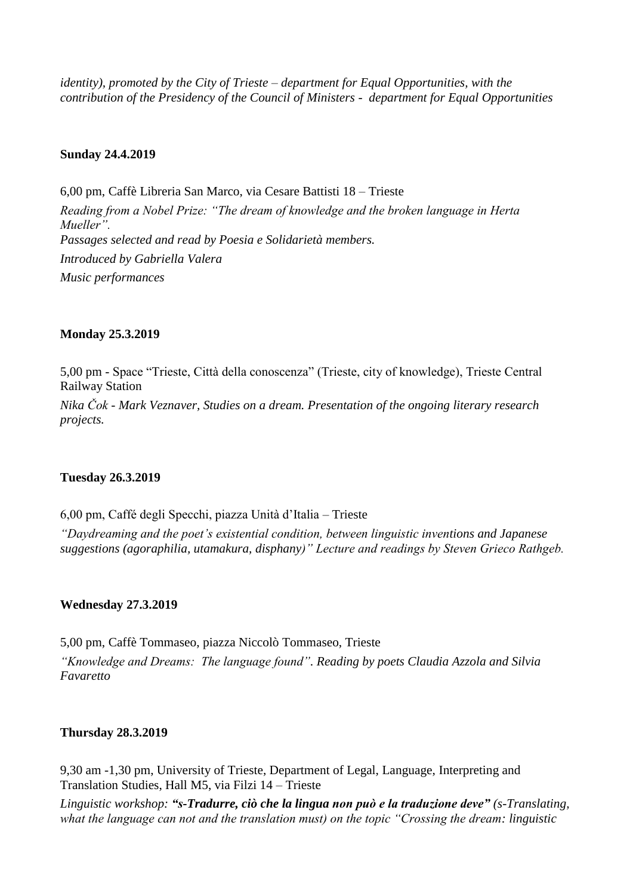*identity), promoted by the City of Trieste – department for Equal Opportunities, with the contribution of the Presidency of the Council of Ministers - department for Equal Opportunities*

**Sunday 24.4.2019**

6,00 pm, Caffè Libreria San Marco, via Cesare Battisti 18 – Trieste

*Reading from a Nobel Prize: "The dream of knowledge and the broken language in Herta Mueller".*

*Passages selected and read by Poesia e Solidarietà members.*

*Introduced by Gabriella Valera*

*Music performances*

**Monday 25.3.2019**

5,00 pm - Space "Trieste, Città della conoscenza" (Trieste, city of knowledge), Trieste Central Railway Station

*Nika Čok - Mark Veznaver, Studies on a dream. Presentation of the ongoing literary research projects.*

**Tuesday 26.3.2019**

6,00 pm, Caffé degli Specchi, piazza Unità d'Italia – Trieste

*"Daydreaming and the poet's existential condition, between linguistic inventions and Japanese suggestions (agoraphilia, utamakura, disphany)" Lecture and readings by Steven Grieco Rathgeb.*

**Wednesday 27.3.2019**

5,00 pm, Caffè Tommaseo, piazza Niccolò Tommaseo, Trieste

*"Knowledge and Dreams: The language found". Reading by poets Claudia Azzola and Silvia Favaretto*

**Thursday 28.3.2019**

9,30 am -1,30 pm, University of Trieste, Department of Legal, Language, Interpreting and Translation Studies, Hall M5, via Filzi 14 – Trieste

*Linguistic workshop: **"s-Tradurre, ciò che la lingua non può e la traduzione deve"** (s-Translating, what the language can not and the translation must) on the topic "Crossing the dream: linguistic*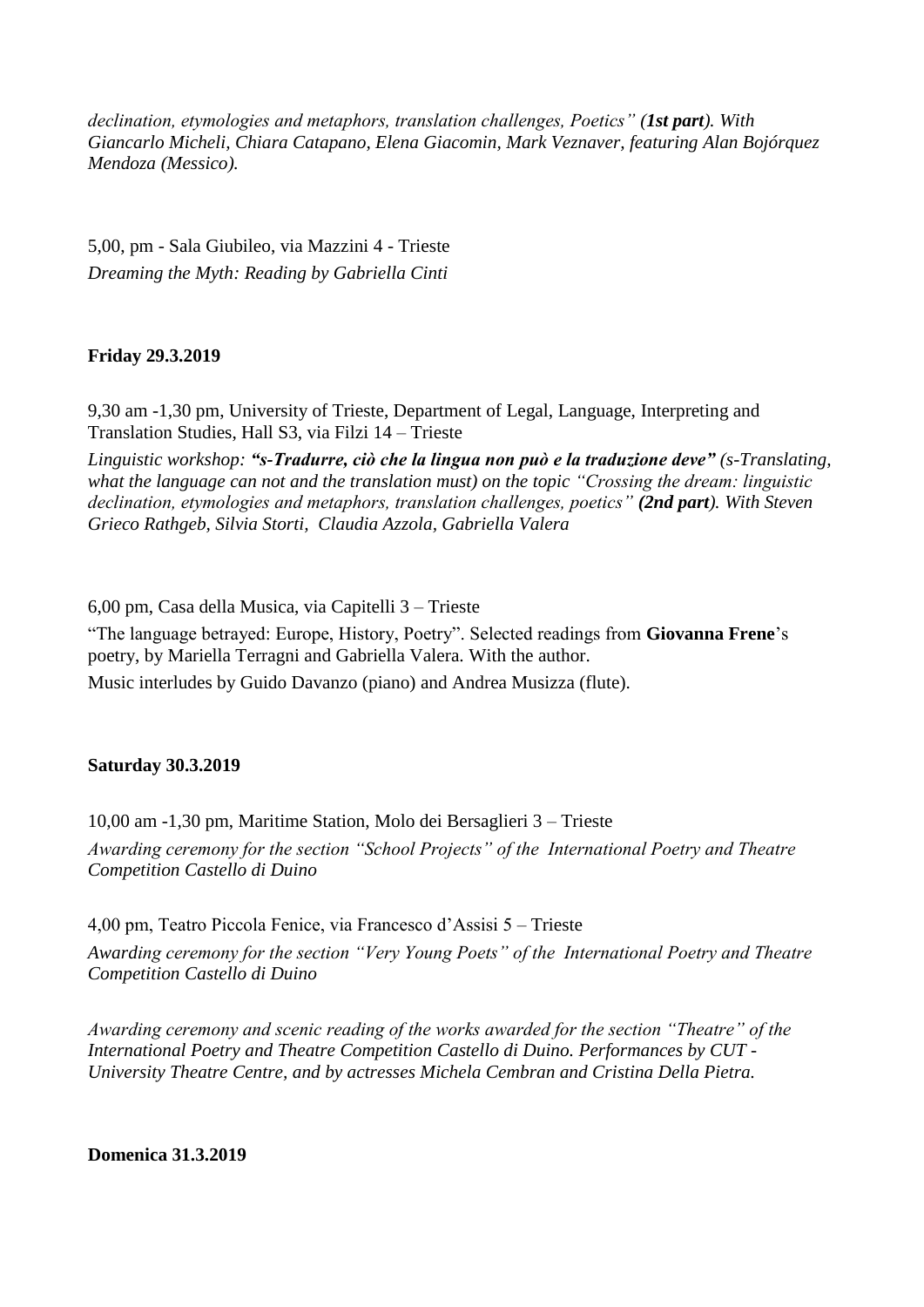*declination, etymologies and metaphors, translation challenges, Poetics" (**1st part**). With Giancarlo Micheli, Chiara Catapano, Elena Giacomin, Mark Veznaver, featuring Alan Bojórquez Mendoza (Messico).*

5,00, pm - Sala Giubileo, via Mazzini 4 - Trieste

*Dreaming the Myth: Reading by Gabriella Cinti*

**Friday 29.3.2019**

9,30 am -1,30 pm, University of Trieste, Department of Legal, Language, Interpreting and Translation Studies, Hall S3, via Filzi 14 – Trieste

*Linguistic workshop: **"s-Tradurre, ciò che la lingua non può e la traduzione deve"** (s-Translating, what the language can not and the translation must) on the topic "Crossing the dream: linguistic declination, etymologies and metaphors, translation challenges, poetics" **(2nd part)**. With Steven Grieco Rathgeb, Silvia Storti, Claudia Azzola, Gabriella Valera*

6,00 pm, Casa della Musica, via Capitelli 3 – Trieste

"The language betrayed: Europe, History, Poetry". Selected readings from **Giovanna Frene**'s poetry, by Mariella Terragni and Gabriella Valera. With the author.

Music interludes by Guido Davanzo (piano) and Andrea Musizza (flute).

**Saturday 30.3.2019**

10,00 am -1,30 pm, Maritime Station, Molo dei Bersaglieri 3 – Trieste

*Awarding ceremony for the section "School Projects" of the International Poetry and Theatre Competition Castello di Duino*

4,00 pm, Teatro Piccola Fenice, via Francesco d'Assisi 5 – Trieste

*Awarding ceremony for the section "Very Young Poets" of the International Poetry and Theatre Competition Castello di Duino*

*Awarding ceremony and scenic reading of the works awarded for the section "Theatre" of the International Poetry and Theatre Competition Castello di Duino. Performances by CUT - University Theatre Centre, and by actresses Michela Cembran and Cristina Della Pietra.*

**Domenica 31.3.2019**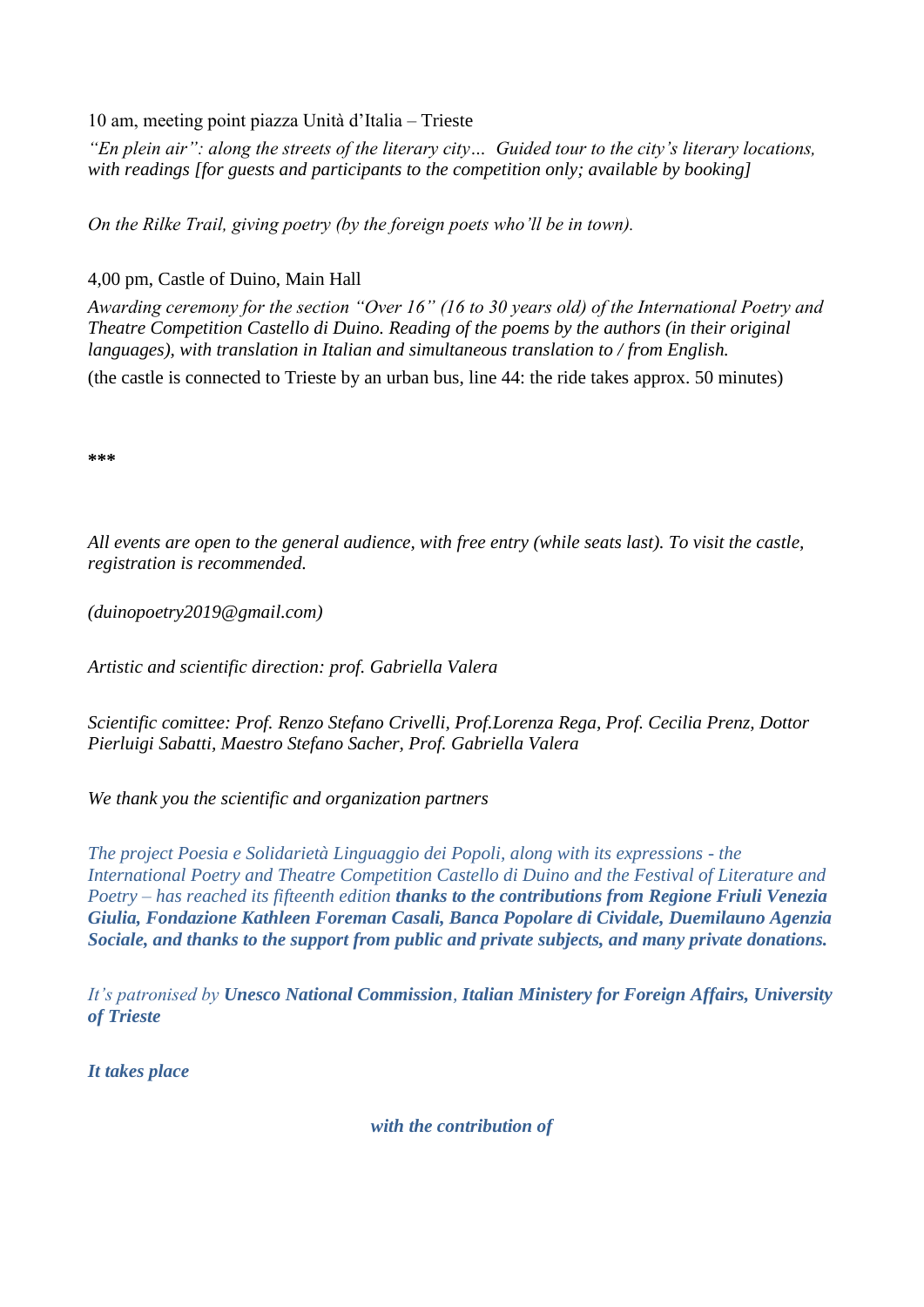10 am, meeting point piazza Unità d'Italia – Trieste

*"En plein air": along the streets of the literary city… Guided tour to the city's literary locations, with readings [for guests and participants to the competition only; available by booking]*

*On the Rilke Trail, giving poetry (by the foreign poets who'll be in town).*

4,00 pm, Castle of Duino, Main Hall

*Awarding ceremony for the section "Over 16" (16 to 30 years old) of the International Poetry and Theatre Competition Castello di Duino. Reading of the poems by the authors (in their original languages), with translation in Italian and simultaneous translation to / from English.*

(the castle is connected to Trieste by an urban bus, line 44: the ride takes approx. 50 minutes)

***

*All events are open to the general audience, with free entry (while seats last). To visit the castle, registration is recommended.*

*(duinopoetry2019@gmail.com)*

*Artistic and scientific direction: prof. Gabriella Valera*

*Scientific comittee: Prof. Renzo Stefano Crivelli, Prof.Lorenza Rega, Prof. Cecilia Prenz, Dottor Pierluigi Sabatti, Maestro Stefano Sacher, Prof. Gabriella Valera*

*We thank you the scientific and organization partners*

*The project Poesia e Solidarietà Linguaggio dei Popoli, along with its expressions - the International Poetry and Theatre Competition Castello di Duino and the Festival of Literature and Poetry – has reached its fifteenth edition* ***thanks to the contributions from Regione Friuli Venezia Giulia, Fondazione Kathleen Foreman Casali, Banca Popolare di Cividale, Duemilauno Agenzia Sociale, and thanks to the support from public and private subjects, and many private donations.***

*It's patronised by* ***Unesco National Commission****,* ***Italian Ministery for Foreign Affairs, University of Trieste***

***It takes place***

***with the contribution of***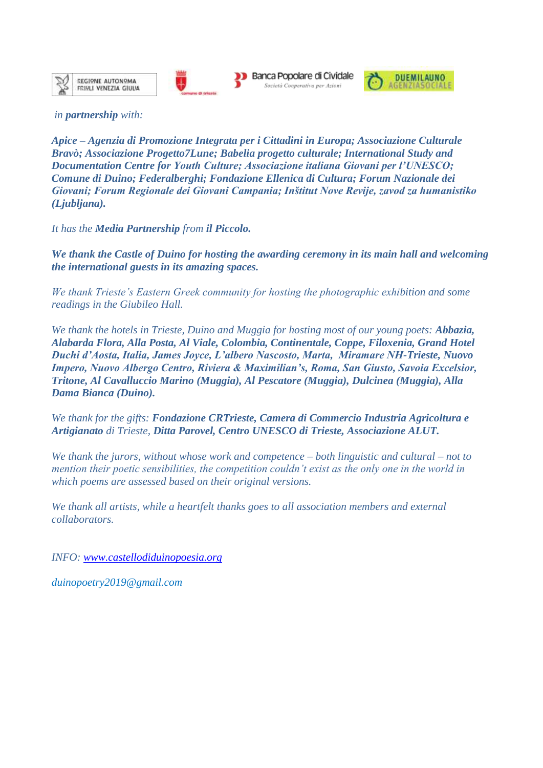REGIONE AUTONOMA FRIULI VENEZIA GIULIA

comune di trieste

Banca Popolare di Cividale
Società Cooperativa per Azioni

DUEMILAUNO AGENZIASOCIALE

*in **partnership** with:*

***Apice – Agenzia di Promozione Integrata per i Cittadini in Europa; Associazione Culturale Bravò; Associazione Progetto7Lune; Babelia progetto culturale; International Study and Documentation Centre for Youth Culture; Associazione italiana Giovani per l'UNESCO; Comune di Duino; Federalberghi; Fondazione Ellenica di Cultura; Forum Nazionale dei Giovani; Forum Regionale dei Giovani Campania; Inštitut Nove Revije, zavod za humanistiko (Ljubljana).***

*It has the **Media Partnership** from **il Piccolo.***

***We thank the Castle of Duino for hosting the awarding ceremony in its main hall and welcoming the international guests in its amazing spaces.***

*We thank Trieste's Eastern Greek community for hosting the photographic exhibition and some readings in the Giubileo Hall.*

*We thank the hotels in Trieste, Duino and Muggia for hosting most of our young poets: **Abbazia, Alabarda Flora, Alla Posta, Al Viale, Colombia, Continentale, Coppe, Filoxenia, Grand Hotel Duchi d'Aosta, Italia, James Joyce, L'albero Nascosto, Marta, Miramare NH-Trieste, Nuovo Impero, Nuovo Albergo Centro, Riviera & Maximilian's, Roma, San Giusto, Savoia Excelsior, Tritone, Al Cavalluccio Marino (Muggia), Al Pescatore (Muggia), Dulcinea (Muggia), Alla Dama Bianca (Duino).***

*We thank for the gifts: **Fondazione CRTrieste, Camera di Commercio Industria Agricoltura e Artigianato** di Trieste, **Ditta Parovel, Centro UNESCO di Trieste, Associazione ALUT.***

*We thank the jurors, without whose work and competence – both linguistic and cultural – not to mention their poetic sensibilities, the competition couldn't exist as the only one in the world in which poems are assessed based on their original versions.*

*We thank all artists, while a heartfelt thanks goes to all association members and external collaborators.*

*INFO: [www.castellodiduinopoesia.org](www.castellodiduinopoesia.org)*

*duinopoetry2019@gmail.com*